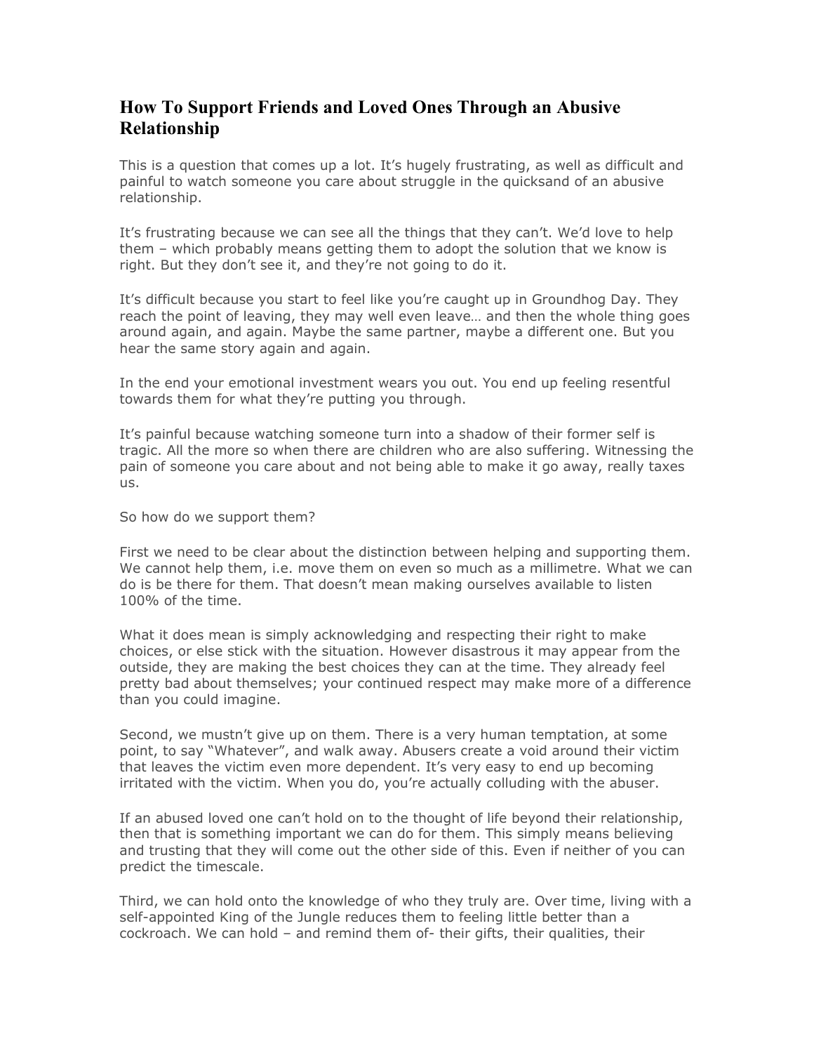## How To Support Friends and Loved Ones Through an Abusive Relationship

This is a question that comes up a lot. It's hugely frustrating, as well as difficult and painful to watch someone you care about struggle in the quicksand of an abusive relationship.

It's frustrating because we can see all the things that they can't. We'd love to help them – which probably means getting them to adopt the solution that we know is right. But they don't see it, and they're not going to do it.

It's difficult because you start to feel like you're caught up in Groundhog Day. They reach the point of leaving, they may well even leave… and then the whole thing goes around again, and again. Maybe the same partner, maybe a different one. But you hear the same story again and again.

In the end your emotional investment wears you out. You end up feeling resentful towards them for what they're putting you through.

It's painful because watching someone turn into a shadow of their former self is tragic. All the more so when there are children who are also suffering. Witnessing the pain of someone you care about and not being able to make it go away, really taxes us.

So how do we support them?

First we need to be clear about the distinction between helping and supporting them. We cannot help them, i.e. move them on even so much as a millimetre. What we can do is be there for them. That doesn't mean making ourselves available to listen 100% of the time.

What it does mean is simply acknowledging and respecting their right to make choices, or else stick with the situation. However disastrous it may appear from the outside, they are making the best choices they can at the time. They already feel pretty bad about themselves; your continued respect may make more of a difference than you could imagine.

Second, we mustn't give up on them. There is a very human temptation, at some point, to say "Whatever", and walk away. Abusers create a void around their victim that leaves the victim even more dependent. It's very easy to end up becoming irritated with the victim. When you do, you're actually colluding with the abuser.

If an abused loved one can't hold on to the thought of life beyond their relationship, then that is something important we can do for them. This simply means believing and trusting that they will come out the other side of this. Even if neither of you can predict the timescale.

Third, we can hold onto the knowledge of who they truly are. Over time, living with a self-appointed King of the Jungle reduces them to feeling little better than a cockroach. We can hold – and remind them of- their gifts, their qualities, their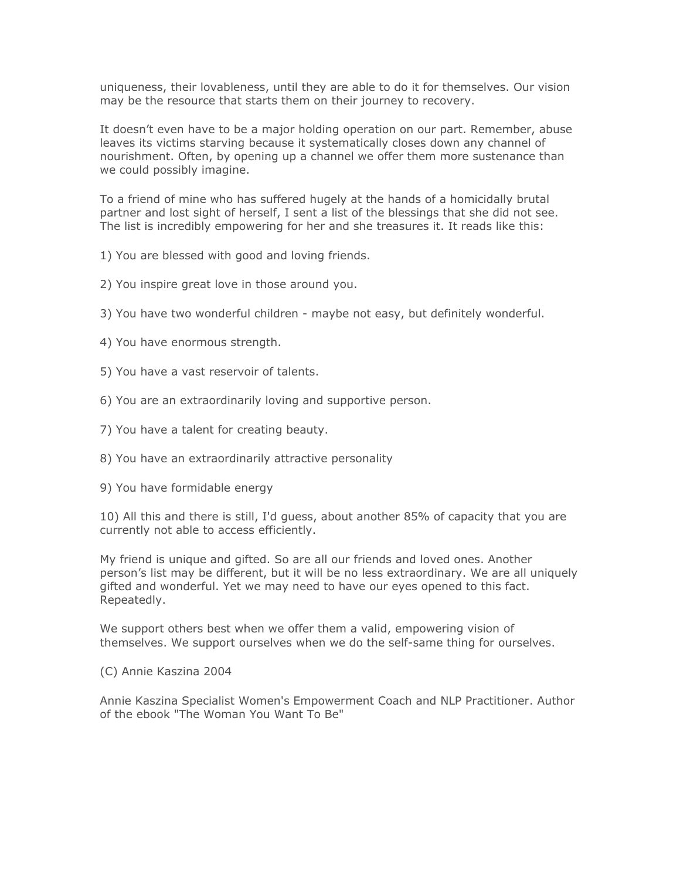uniqueness, their lovableness, until they are able to do it for themselves. Our vision may be the resource that starts them on their journey to recovery.

It doesn't even have to be a major holding operation on our part. Remember, abuse leaves its victims starving because it systematically closes down any channel of nourishment. Often, by opening up a channel we offer them more sustenance than we could possibly imagine.

To a friend of mine who has suffered hugely at the hands of a homicidally brutal partner and lost sight of herself, I sent a list of the blessings that she did not see. The list is incredibly empowering for her and she treasures it. It reads like this:

1) You are blessed with good and loving friends.

2) You inspire great love in those around you.

3) You have two wonderful children - maybe not easy, but definitely wonderful.

4) You have enormous strength.

5) You have a vast reservoir of talents.

6) You are an extraordinarily loving and supportive person.

7) You have a talent for creating beauty.

8) You have an extraordinarily attractive personality

9) You have formidable energy

10) All this and there is still, I'd guess, about another 85% of capacity that you are currently not able to access efficiently.

My friend is unique and gifted. So are all our friends and loved ones. Another person's list may be different, but it will be no less extraordinary. We are all uniquely gifted and wonderful. Yet we may need to have our eyes opened to this fact. Repeatedly.

We support others best when we offer them a valid, empowering vision of themselves. We support ourselves when we do the self-same thing for ourselves.

(C) Annie Kaszina 2004

Annie Kaszina Specialist Women's Empowerment Coach and NLP Practitioner. Author of the ebook "The Woman You Want To Be"